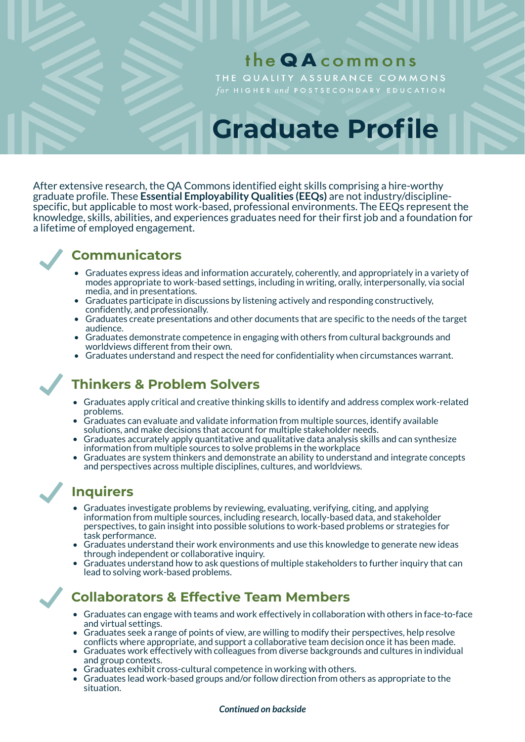the QA commons

THE QUALITY ASSURANCE COMMONS
*for* HIGHER *and* POSTSECONDARY EDUCATION

# Graduate Profile

After extensive research, the QA Commons identified eight skills comprising a hire-worthy graduate profile. These **Essential Employability Qualities (EEQs)** are not industry/discipline-specific, but applicable to most work-based, professional environments. The EEQs represent the knowledge, skills, abilities, and experiences graduates need for their first job and a foundation for a lifetime of employed engagement.

## Communicators

- Graduates express ideas and information accurately, coherently, and appropriately in a variety of modes appropriate to work-based settings, including in writing, orally, interpersonally, via social media, and in presentations.
- Graduates participate in discussions by listening actively and responding constructively, confidently, and professionally.
- Graduates create presentations and other documents that are specific to the needs of the target audience.
- Graduates demonstrate competence in engaging with others from cultural backgrounds and worldviews different from their own.
- Graduates understand and respect the need for confidentiality when circumstances warrant.

## Thinkers & Problem Solvers

- Graduates apply critical and creative thinking skills to identify and address complex work-related problems.
- Graduates can evaluate and validate information from multiple sources, identify available solutions, and make decisions that account for multiple stakeholder needs.
- Graduates accurately apply quantitative and qualitative data analysis skills and can synthesize information from multiple sources to solve problems in the workplace
- Graduates are system thinkers and demonstrate an ability to understand and integrate concepts and perspectives across multiple disciplines, cultures, and worldviews.

## Inquirers

- Graduates investigate problems by reviewing, evaluating, verifying, citing, and applying information from multiple sources, including research, locally-based data, and stakeholder perspectives, to gain insight into possible solutions to work-based problems or strategies for task performance.
- Graduates understand their work environments and use this knowledge to generate new ideas through independent or collaborative inquiry.
- Graduates understand how to ask questions of multiple stakeholders to further inquiry that can lead to solving work-based problems.

## Collaborators & Effective Team Members

- Graduates can engage with teams and work effectively in collaboration with others in face-to-face and virtual settings.
- Graduates seek a range of points of view, are willing to modify their perspectives, help resolve conflicts where appropriate, and support a collaborative team decision once it has been made.
- Graduates work effectively with colleagues from diverse backgrounds and cultures in individual and group contexts.
- Graduates exhibit cross-cultural competence in working with others.
- Graduates lead work-based groups and/or follow direction from others as appropriate to the situation.

***Continued on backside***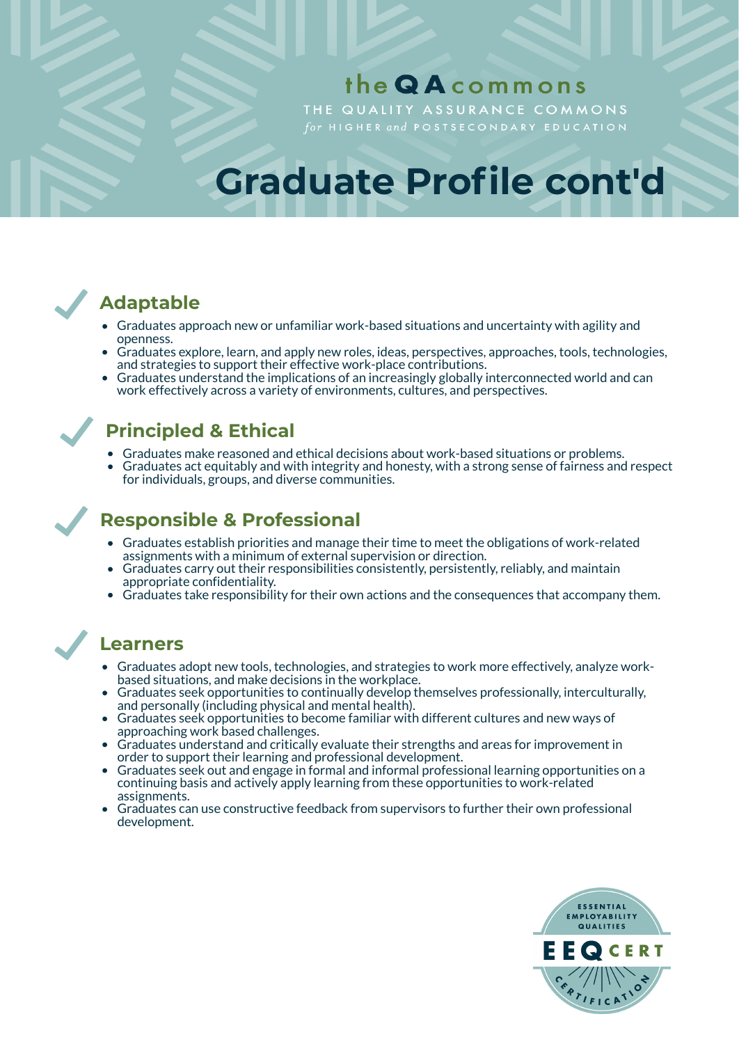the QA commons

THE QUALITY ASSURANCE COMMONS
*for* HIGHER *and* POSTSECONDARY EDUCATION

# Graduate Profile cont'd

## Adaptable

- Graduates approach new or unfamiliar work-based situations and uncertainty with agility and openness.
- Graduates explore, learn, and apply new roles, ideas, perspectives, approaches, tools, technologies, and strategies to support their effective work-place contributions.
- Graduates understand the implications of an increasingly globally interconnected world and can work effectively across a variety of environments, cultures, and perspectives.

## Principled & Ethical

- Graduates make reasoned and ethical decisions about work-based situations or problems.
- Graduates act equitably and with integrity and honesty, with a strong sense of fairness and respect for individuals, groups, and diverse communities.

## Responsible & Professional

- Graduates establish priorities and manage their time to meet the obligations of work-related assignments with a minimum of external supervision or direction.
- Graduates carry out their responsibilities consistently, persistently, reliably, and maintain appropriate confidentiality.
- Graduates take responsibility for their own actions and the consequences that accompany them.

## Learners

- Graduates adopt new tools, technologies, and strategies to work more effectively, analyze work-based situations, and make decisions in the workplace.
- Graduates seek opportunities to continually develop themselves professionally, interculturally, and personally (including physical and mental health).
- Graduates seek opportunities to become familiar with different cultures and new ways of approaching work based challenges.
- Graduates understand and critically evaluate their strengths and areas for improvement in order to support their learning and professional development.
- Graduates seek out and engage in formal and informal professional learning opportunities on a continuing basis and actively apply learning from these opportunities to work-related assignments.
- Graduates can use constructive feedback from supervisors to further their own professional development.

ESSENTIAL EMPLOYABILITY QUALITIES
EEQ CERT
CERTIFICATION